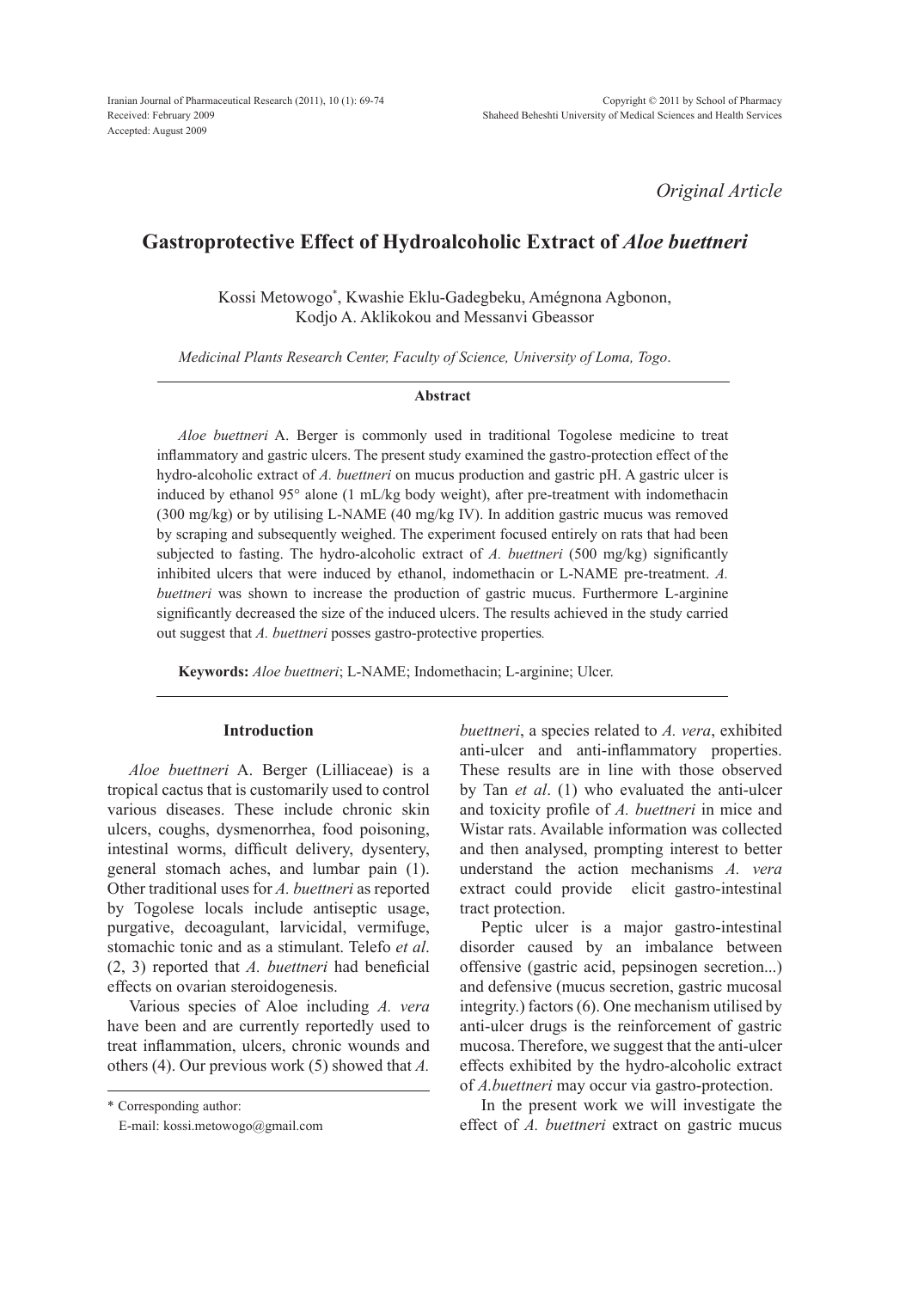*Original Article*

# Gastroprotective Effect of Hydroalcoholic Extract of *Aloe buettneri*

Kossi Metowogo*, Kwashie Eklu-Gadegbeku, Amégnona Agbonon, Kodjo A. Aklikokou and Messanvi Gbeassor

*Medicinal Plants Research Center, Faculty of Science, University of Loma, Togo.*

### Abstract

*Aloe buettneri* A. Berger is commonly used in traditional Togolese medicine to treat inflammatory and gastric ulcers. The present study examined the gastro-protection effect of the hydro-alcoholic extract of *A. buettneri* on mucus production and gastric pH. A gastric ulcer is induced by ethanol 95° alone (1 mL/kg body weight), after pre-treatment with indomethacin (300 mg/kg) or by utilising L-NAME (40 mg/kg IV). In addition gastric mucus was removed by scraping and subsequently weighed. The experiment focused entirely on rats that had been subjected to fasting. The hydro-alcoholic extract of *A. buettneri* (500 mg/kg) significantly inhibited ulcers that were induced by ethanol, indomethacin or L-NAME pre-treatment. *A. buettneri* was shown to increase the production of gastric mucus. Furthermore L-arginine significantly decreased the size of the induced ulcers. The results achieved in the study carried out suggest that *A. buettneri* posses gastro-protective properties*.*

**Keywords:** *Aloe buettneri*; L-NAME; Indomethacin; L-arginine; Ulcer.

## Introduction

*Aloe buettneri* A. Berger (Lilliaceae) is a tropical cactus that is customarily used to control various diseases. These include chronic skin ulcers, coughs, dysmenorrhea, food poisoning, intestinal worms, difficult delivery, dysentery, general stomach aches, and lumbar pain (1). Other traditional uses for *A. buettneri* as reported by Togolese locals include antiseptic usage, purgative, decoagulant, larvicidal, vermifuge, stomachic tonic and as a stimulant. Telefo *et al*. (2, 3) reported that *A. buettneri* had beneficial effects on ovarian steroidogenesis.

Various species of Aloe including *A. vera* have been and are currently reportedly used to treat inflammation, ulcers, chronic wounds and others (4). Our previous work (5) showed that *A. buettneri*, a species related to *A. vera*, exhibited anti-ulcer and anti-inflammatory properties. These results are in line with those observed by Tan *et al*. (1) who evaluated the anti-ulcer and toxicity profile of *A. buettneri* in mice and Wistar rats. Available information was collected and then analysed, prompting interest to better understand the action mechanisms *A. vera* extract could provide elicit gastro-intestinal tract protection.

Peptic ulcer is a major gastro-intestinal disorder caused by an imbalance between offensive (gastric acid, pepsinogen secretion...) and defensive (mucus secretion, gastric mucosal integrity.) factors (6). One mechanism utilised by anti-ulcer drugs is the reinforcement of gastric mucosa. Therefore, we suggest that the anti-ulcer effects exhibited by the hydro-alcoholic extract of *A.buettneri* may occur via gastro-protection.

In the present work we will investigate the effect of *A. buettneri* extract on gastric mucus

\* Corresponding author:
E-mail: kossi.metowogo@gmail.com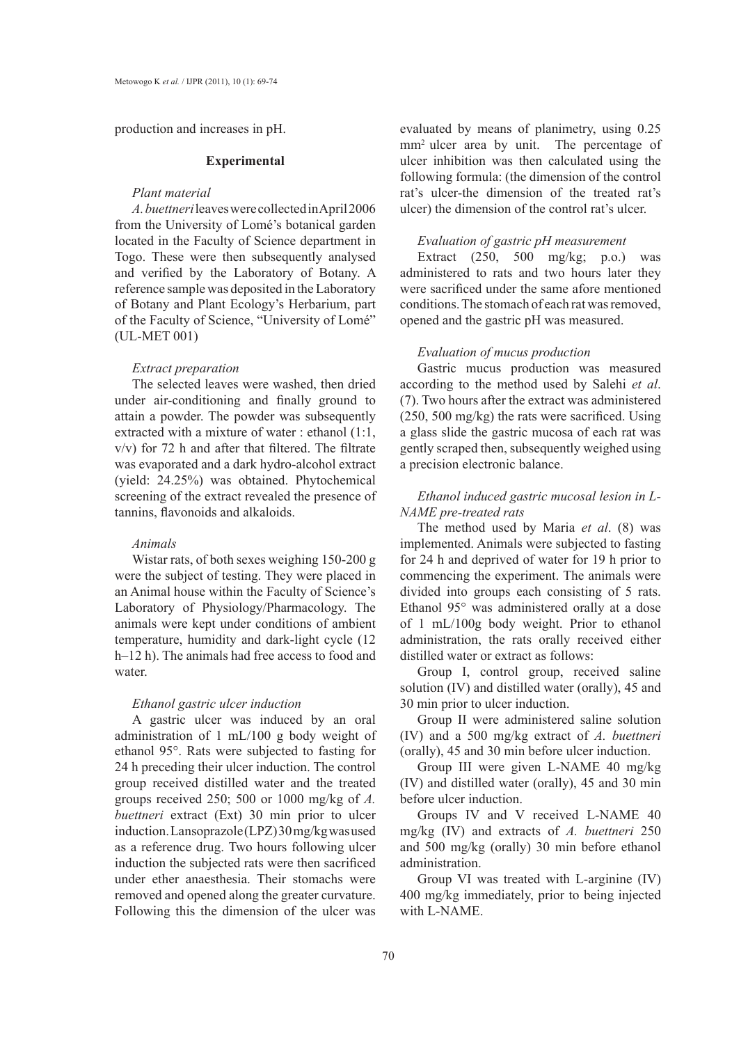production and increases in pH.

## Experimental

### *Plant material*

*A. buettneri* leaves were collected in April 2006 from the University of Lomé's botanical garden located in the Faculty of Science department in Togo. These were then subsequently analysed and verified by the Laboratory of Botany. A reference sample was deposited in the Laboratory of Botany and Plant Ecology's Herbarium, part of the Faculty of Science, "University of Lomé" (UL-MET 001)

### *Extract preparation*

The selected leaves were washed, then dried under air-conditioning and finally ground to attain a powder. The powder was subsequently extracted with a mixture of water : ethanol (1:1, v/v) for 72 h and after that filtered. The filtrate was evaporated and a dark hydro-alcohol extract (yield: 24.25%) was obtained. Phytochemical screening of the extract revealed the presence of tannins, flavonoids and alkaloids.

### *Animals*

Wistar rats, of both sexes weighing 150-200 g were the subject of testing. They were placed in an Animal house within the Faculty of Science's Laboratory of Physiology/Pharmacology. The animals were kept under conditions of ambient temperature, humidity and dark-light cycle (12 h–12 h). The animals had free access to food and water.

### *Ethanol gastric ulcer induction*

A gastric ulcer was induced by an oral administration of 1 mL/100 g body weight of ethanol 95°. Rats were subjected to fasting for 24 h preceding their ulcer induction. The control group received distilled water and the treated groups received 250; 500 or 1000 mg/kg of *A. buettneri* extract (Ext) 30 min prior to ulcer induction. Lansoprazole (LPZ) 30 mg/kg was used as a reference drug. Two hours following ulcer induction the subjected rats were then sacrificed under ether anaesthesia. Their stomachs were removed and opened along the greater curvature. Following this the dimension of the ulcer was evaluated by means of planimetry, using 0.25 $mm^2$ ulcer area by unit. The percentage of ulcer inhibition was then calculated using the following formula: (the dimension of the control rat's ulcer-the dimension of the treated rat's ulcer) the dimension of the control rat's ulcer.

### *Evaluation of gastric pH measurement*

Extract (250, 500 mg/kg; p.o.) was administered to rats and two hours later they were sacrificed under the same afore mentioned conditions. The stomach of each rat was removed, opened and the gastric pH was measured.

### *Evaluation of mucus production*

Gastric mucus production was measured according to the method used by Salehi *et al*. (7). Two hours after the extract was administered (250, 500 mg/kg) the rats were sacrificed. Using a glass slide the gastric mucosa of each rat was gently scraped then, subsequently weighed using a precision electronic balance.

### *Ethanol induced gastric mucosal lesion in L-NAME pre-treated rats*

The method used by Maria *et al*. (8) was implemented. Animals were subjected to fasting for 24 h and deprived of water for 19 h prior to commencing the experiment. The animals were divided into groups each consisting of 5 rats. Ethanol 95° was administered orally at a dose of 1 mL/100g body weight. Prior to ethanol administration, the rats orally received either distilled water or extract as follows:

Group I, control group, received saline solution (IV) and distilled water (orally), 45 and 30 min prior to ulcer induction.

Group II were administered saline solution (IV) and a 500 mg/kg extract of *A. buettneri* (orally), 45 and 30 min before ulcer induction.

Group III were given L-NAME 40 mg/kg (IV) and distilled water (orally), 45 and 30 min before ulcer induction.

Groups IV and V received L-NAME 40 mg/kg (IV) and extracts of *A. buettneri* 250 and 500 mg/kg (orally) 30 min before ethanol administration.

Group VI was treated with L-arginine (IV) 400 mg/kg immediately, prior to being injected with L-NAME.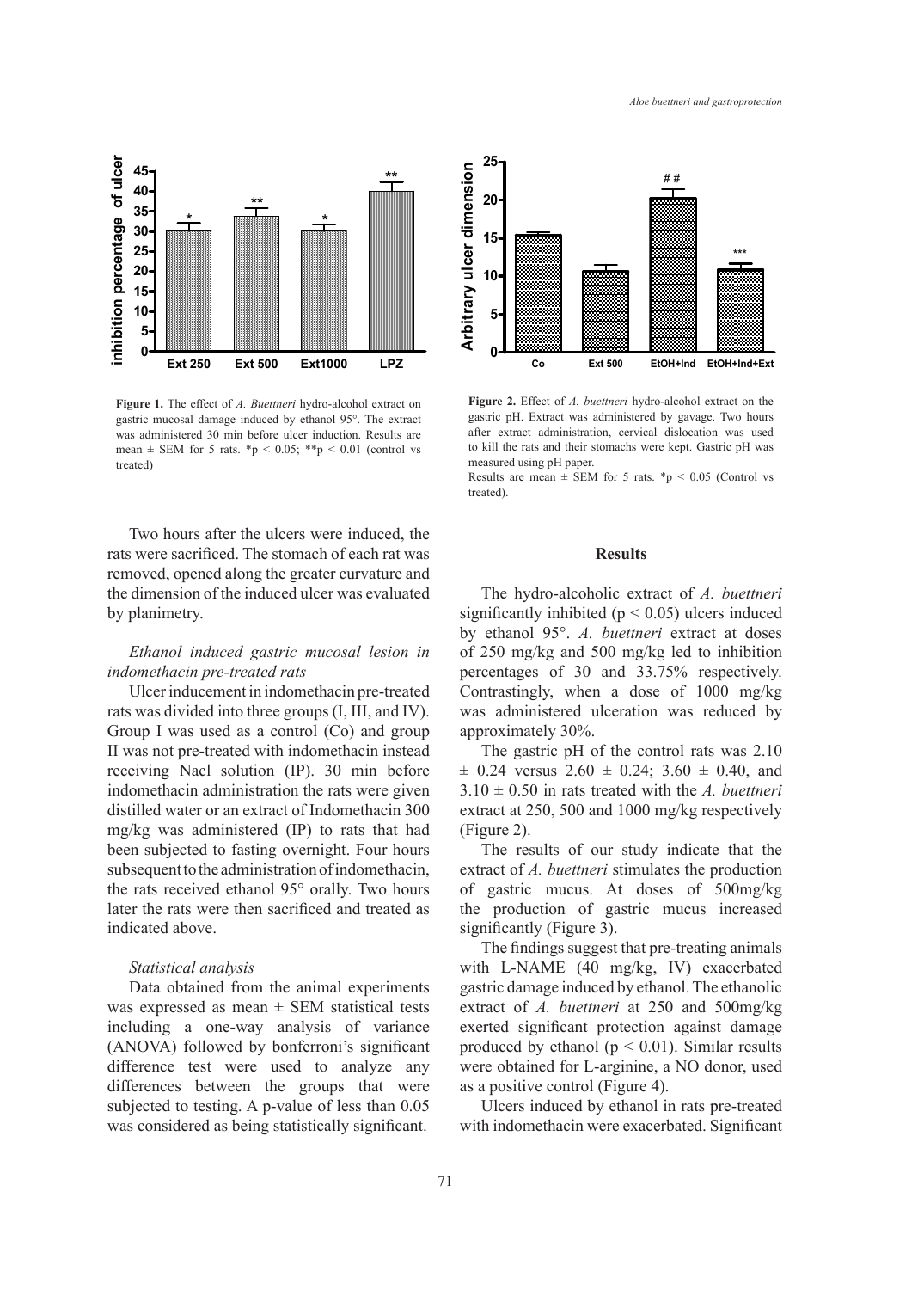inhibition percentage of ulcer

45
40
35
30
25
20
15
10
5
0

\*
\*\*
\*
\*\*

Ext 250 Ext 500 Ext1000 LPZ

**Figure 1.** The effect of *A. Buettneri* hydro-alcohol extract on gastric mucosal damage induced by ethanol 95°. The extract was administered 30 min before ulcer induction. Results are mean ± SEM for 5 rats. $^*p < 0.05$; $^{**}p < 0.01$ (control vs treated)

Arbitrary ulcer dimension

25
20
15
10
5
0

# #
\*\*\*

Co Ext 500 EtOH+Ind EtOH+Ind+Ext

**Figure 2.** Effect of *A. buettneri* hydro-alcohol extract on the gastric pH. Extract was administered by gavage. Two hours after extract administration, cervical dislocation was used to kill the rats and their stomachs were kept. Gastric pH was measured using pH paper.

Results are mean ± SEM for 5 rats. $^*p < 0.05$ (Control vs treated).

Two hours after the ulcers were induced, the rats were sacrificed. The stomach of each rat was removed, opened along the greater curvature and the dimension of the induced ulcer was evaluated by planimetry.

*Ethanol induced gastric mucosal lesion in indomethacin pre-treated rats*

Ulcer inducement in indomethacin pre-treated rats was divided into three groups (I, III, and IV). Group I was used as a control (Co) and group II was not pre-treated with indomethacin instead receiving Nacl solution (IP). 30 min before indomethacin administration the rats were given distilled water or an extract of Indomethacin 300 mg/kg was administered (IP) to rats that had been subjected to fasting overnight. Four hours subsequent to the administration of indomethacin, the rats received ethanol 95° orally. Two hours later the rats were then sacrificed and treated as indicated above.

*Statistical analysis*

Data obtained from the animal experiments was expressed as mean ± SEM statistical tests including a one-way analysis of variance (ANOVA) followed by bonferroni's significant difference test were used to analyze any differences between the groups that were subjected to testing. A p-value of less than 0.05 was considered as being statistically significant.

## Results

The hydro-alcoholic extract of *A. buettneri* significantly inhibited ($p < 0.05$) ulcers induced by ethanol 95°. *A. buettneri* extract at doses of 250 mg/kg and 500 mg/kg led to inhibition percentages of 30 and 33.75% respectively. Contrastingly, when a dose of 1000 mg/kg was administered ulceration was reduced by approximately 30%.

The gastric pH of the control rats was 2.10 ± 0.24 versus 2.60 ± 0.24; 3.60 ± 0.40, and 3.10 ± 0.50 in rats treated with the *A. buettneri* extract at 250, 500 and 1000 mg/kg respectively (Figure 2).

The results of our study indicate that the extract of *A. buettneri* stimulates the production of gastric mucus. At doses of 500mg/kg the production of gastric mucus increased significantly (Figure 3).

The findings suggest that pre-treating animals with L-NAME (40 mg/kg, IV) exacerbated gastric damage induced by ethanol. The ethanolic extract of *A. buettneri* at 250 and 500mg/kg exerted significant protection against damage produced by ethanol ($p < 0.01$). Similar results were obtained for L-arginine, a NO donor, used as a positive control (Figure 4).

Ulcers induced by ethanol in rats pre-treated with indomethacin were exacerbated. Significant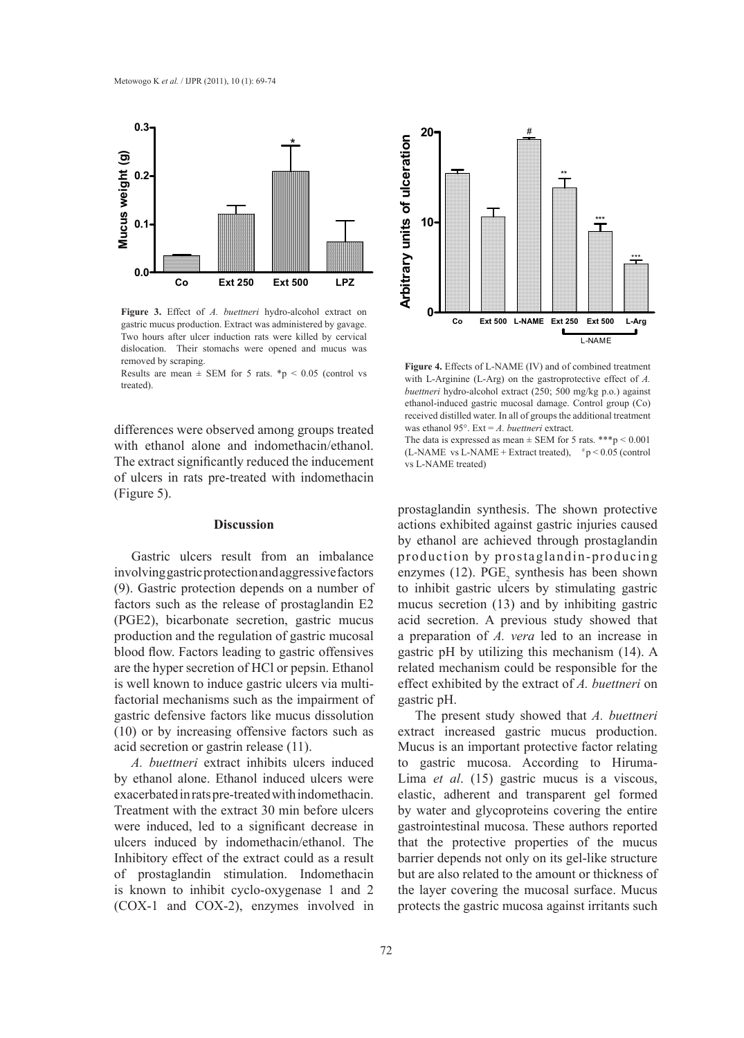0.3

Mucus weight (g)

0.2

0.1

0.0

\*

Co Ext 250 Ext 500 LPZ

**Figure 3.** Effect of *A. buettneri* hydro-alcohol extract on gastric mucus production. Extract was administered by gavage. Two hours after ulcer induction rats were killed by cervical dislocation. Their stomachs were opened and mucus was removed by scraping.

Results are mean ± SEM for 5 rats. \*p < 0.05 (control vs treated).

20

Arbitrary units of ulceration

10

0

#

\*\*

\*\*\*

\*\*\*

Co Ext 500 L-NAME Ext 250 Ext 500 L-Arg

L-NAME

**Figure 4.** Effects of L-NAME (IV) and of combined treatment with L-Arginine (L-Arg) on the gastroprotective effect of *A. buettneri* hydro-alcohol extract (250; 500 mg/kg p.o.) against ethanol-induced gastric mucosal damage. Control group (Co) received distilled water. In all of groups the additional treatment was ethanol 95°. Ext = *A. buettneri* extract.

The data is expressed as mean ± SEM for 5 rats. \*\*\*p < 0.001 (L-NAME vs L-NAME + Extract treated), #p < 0.05 (control vs L-NAME treated)

differences were observed among groups treated with ethanol alone and indomethacin/ethanol. The extract significantly reduced the inducement of ulcers in rats pre-treated with indomethacin (Figure 5).

## Discussion

Gastric ulcers result from an imbalance involving gastric protection and aggressive factors (9). Gastric protection depends on a number of factors such as the release of prostaglandin E2 (PGE2), bicarbonate secretion, gastric mucus production and the regulation of gastric mucosal blood flow. Factors leading to gastric offensives are the hyper secretion of HCl or pepsin. Ethanol is well known to induce gastric ulcers via multi-factorial mechanisms such as the impairment of gastric defensive factors like mucus dissolution (10) or by increasing offensive factors such as acid secretion or gastrin release (11).

*A. buettneri* extract inhibits ulcers induced by ethanol alone. Ethanol induced ulcers were exacerbated in rats pre-treated with indomethacin. Treatment with the extract 30 min before ulcers were induced, led to a significant decrease in ulcers induced by indomethacin/ethanol. The Inhibitory effect of the extract could as a result of prostaglandin stimulation. Indomethacin is known to inhibit cyclo-oxygenase 1 and 2 (COX-1 and COX-2), enzymes involved in prostaglandin synthesis. The shown protective actions exhibited against gastric injuries caused by ethanol are achieved through prostaglandin production by prostaglandin-producing enzymes (12). $PGE_2$ synthesis has been shown to inhibit gastric ulcers by stimulating gastric mucus secretion (13) and by inhibiting gastric acid secretion. A previous study showed that a preparation of *A. vera* led to an increase in gastric pH by utilizing this mechanism (14). A related mechanism could be responsible for the effect exhibited by the extract of *A. buettneri* on gastric pH.

The present study showed that *A. buettneri* extract increased gastric mucus production. Mucus is an important protective factor relating to gastric mucosa. According to Hiruma-Lima *et al*. (15) gastric mucus is a viscous, elastic, adherent and transparent gel formed by water and glycoproteins covering the entire gastrointestinal mucosa. These authors reported that the protective properties of the mucus barrier depends not only on its gel-like structure but are also related to the amount or thickness of the layer covering the mucosal surface. Mucus protects the gastric mucosa against irritants such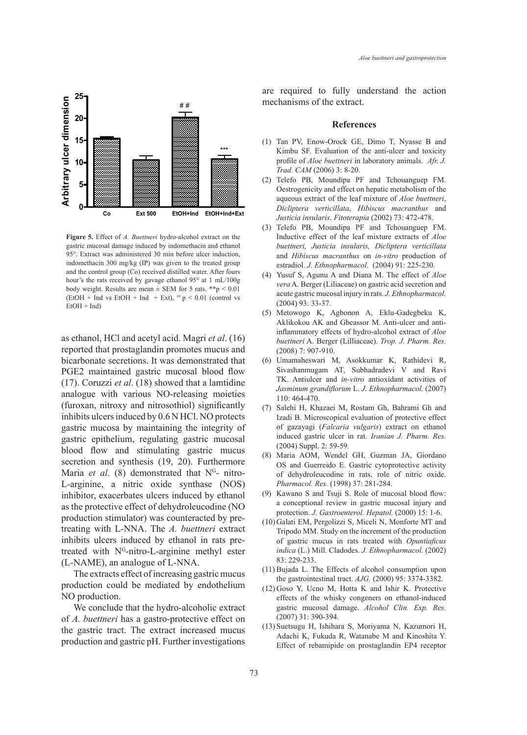Arbitrary ulcer dimension

25

20

15

10

5

0

Co

Ext 500

EtOH+Ind

EtOH+Ind+Ext

# #

\*\*\*

**Figure 5.** Effect of *A. Buettneri* hydro-alcohol extract on the gastric mucosal damage induced by indomethacin and ethanol 95°. Extract was administered 30 min before ulcer induction, indomethacin 300 mg/kg (IP) was given to the treated group and the control group (Co) received distilled water. After fours hour's the rats received by gavage ethanol 95° at 1 mL/100g body weight. Results are mean ± SEM for 5 rats. \*\*$p < 0.01$ (EtOH + Ind vs EtOH + Ind + Ext), ##$p < 0.01$ (control vs EtOH + Ind)

as ethanol, HCl and acetyl acid. Magri *et al*. (16) reported that prostaglandin promotes mucus and bicarbonate secretions. It was demonstrated that PGE2 maintained gastric mucosal blood flow (17). Coruzzi *et al*. (18) showed that a lamtidine analogue with various NO-releasing moieties (furoxan, nitroxy and nitrosothiol) significantly inhibits ulcers induced by 0.6 N HCl. NO protects gastric mucosa by maintaining the integrity of gastric epithelium, regulating gastric mucosal blood flow and stimulating gastric mucus secretion and synthesis (19, 20). Furthermore Maria *et al*. (8) demonstrated that $N^G$- nitro-L-arginine, a nitric oxide synthase (NOS) inhibitor, exacerbates ulcers induced by ethanol as the protective effect of dehydroleucodine (NO production stimulator) was counteracted by pre-treating with L-NNA. The *A. buettneri* extract inhibits ulcers induced by ethanol in rats pre-treated with $N^G$-nitro-L-arginine methyl ester (L-NAME), an analogue of L-NNA.

The extracts effect of increasing gastric mucus production could be mediated by endothelium NO production.

We conclude that the hydro-alcoholic extract of *A. buettneri* has a gastro-protective effect on the gastric tract. The extract increased mucus production and gastric pH. Further investigations are required to fully understand the action mechanisms of the extract.

## References

(1) Tan PV, Enow-Orock GE, Dimo T, Nyasse B and Kimbu SF. Evaluation of the anti-ulcer and toxicity profile of *Aloe buettneri* in laboratory animals. *Afr. J. Trad. CAM* (2006) 3: 8-20.

(2) Telefo PB, Moundipa PF and Tchouanguep FM. Oestrogenicity and effect on hepatic metabolism of the aqueous extract of the leaf mixture of *Aloe buettneri*, *Dicliptera verticillata*, *Hibiscus macranthus* and *Justicia insularis*. *Fitoterapia* (2002) 73: 472-478.

(3) Telefo PB, Moundipa PF and Tchouanguep FM. Inductive effect of the leaf mixture extracts of *Aloe buettneri, Justicia insularis, Dicliptera verticillata* and *Hibiscus macranthus* on *in-vitro* production of estradiol. *J. Ethnopharmacol.* (2004) 91: 225-230.

(4) Yusuf S, Agunu A and Diana M. The effect of *Aloe vera* A. Berger (Liliaceae) on gastric acid secretion and acute gastric mucosal injury in rats. *J. Ethnopharmacol.* (2004) 93: 33-37.

(5) Metowogo K, Agbonon A, Eklu-Gadegbeku K, Aklikokou AK and Gbeassor M. Anti-ulcer and anti-inflammatory effects of hydro-alcohol extract of *Aloe buettneri* A. Berger (Lilliaceae). *Trop. J. Pharm. Res.* (2008) 7: 907-910.

(6) Umamaheswari M, Asokkumar K, Rathidevi R, Sivashanmugam AT, Subhadradevi V and Ravi TK. Antiulcer and *in-vitro* antioxidant activities of *Jasminum grandiflorum* L. *J. Ethnopharmacol.* (2007) 110: 464-470.

(7) Salehi H, Khazaei M, Rostam Gh, Bahrami Gh and Izadi B. Microscopical evaluation of protective effect of gazayagi (*Falcaria vulgaris*) extract on ethanol induced gastric ulcer in rat. *Iranian J. Pharm. Res.* (2004) Suppl. 2: 59-59.

(8) Maria AOM, Wendel GH, Guzman JA, Giordano OS and Guerreido E. Gastric cytoprotective activity of dehydroleucodine in rats, role of nitric oxide. *Pharmacol. Res.* (1998) 37: 281-284.

(9) Kawano S and Tsuji S. Role of mucosal blood flow: a conceptional review in gastric mucosal injury and protection. *J. Gastroenterol. Hepatol.* (2000) 15: 1-6.

(10) Galati EM, Pergolizzi S, Miceli N, Monforte MT and Tripodo MM. Study on the increment of the production of gastric mucus in rats treated with *Opuntiaficus indica* (L.) Mill. Cladodes. *J. Ethnopharmacol.* (2002) 83: 229-233.

(11) Bujada L. The Effects of alcohol consumption upon the gastrointestinal tract. *AJG.* (2000) 95: 3374-3382.

(12) Goso Y, Ucno M, Hotta K and Ishir K. Protective effects of the whisky congeners on ethanol-induced gastric mucosal damage. *Alcohol Clin. Exp. Res.* (2007) 31: 390-394.

(13) Suetsugu H, Ishihara S, Moriyama N, Kazumori H, Adachi K, Fukuda R, Watanabe M and Kinoshita Y. Effect of rebamipide on prostaglandin EP4 receptor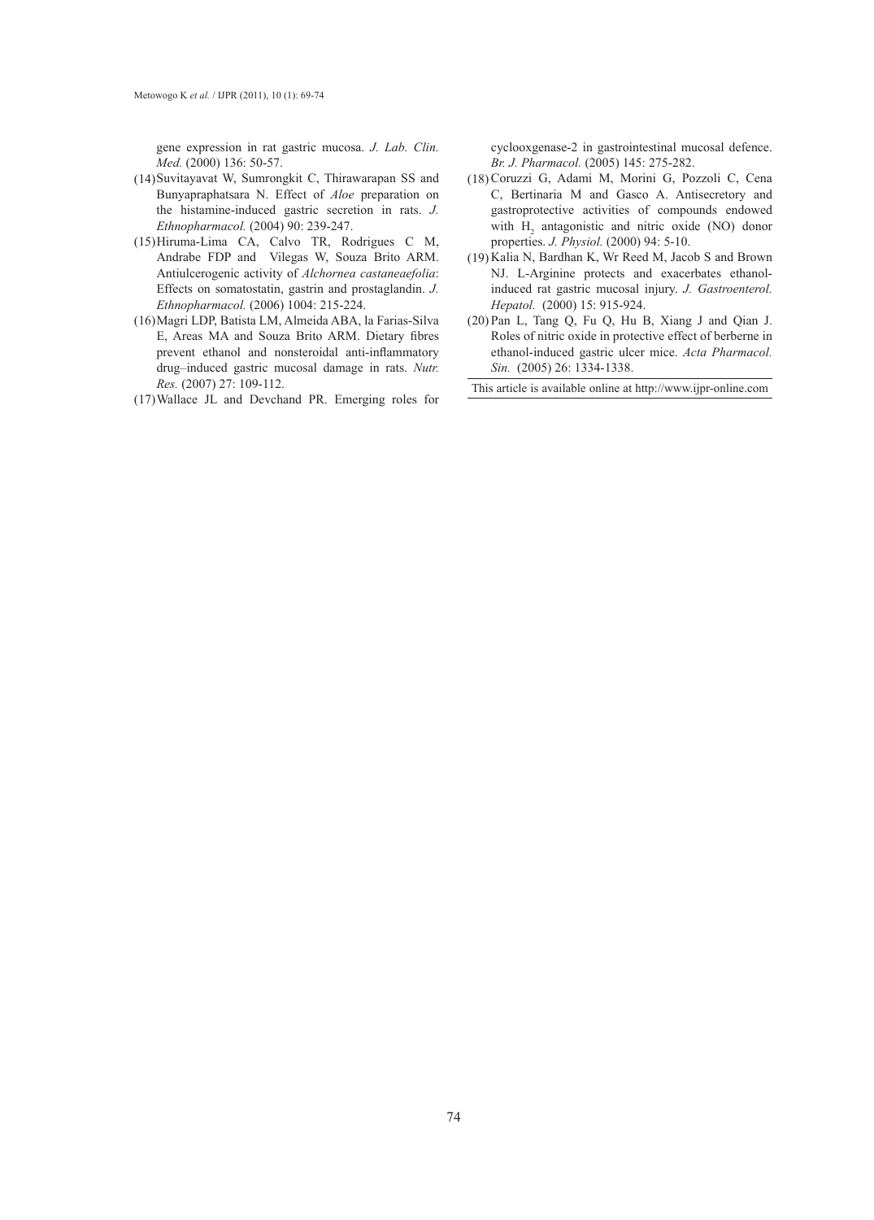gene expression in rat gastric mucosa. *J. Lab. Clin. Med.* (2000) 136: 50-57.

(14) Suvitayavat W, Sumrongkit C, Thirawarapan SS and Bunyapraphatsara N. Effect of *Aloe* preparation on the histamine-induced gastric secretion in rats. *J. Ethnopharmacol.* (2004) 90: 239-247.

(15) Hiruma-Lima CA, Calvo TR, Rodrigues C M, Andrabe FDP and Vilegas W, Souza Brito ARM. Antiulcerogenic activity of *Alchornea castaneaefolia*: Effects on somatostatin, gastrin and prostaglandin. *J. Ethnopharmacol.* (2006) 1004: 215-224.

(16) Magri LDP, Batista LM, Almeida ABA, la Farias-Silva E, Areas MA and Souza Brito ARM. Dietary fibres prevent ethanol and nonsteroidal anti-inflammatory drug–induced gastric mucosal damage in rats. *Nutr. Res.* (2007) 27: 109-112.

(17) Wallace JL and Devchand PR. Emerging roles for cyclooxgenase-2 in gastrointestinal mucosal defence. *Br. J. Pharmacol.* (2005) 145: 275-282.

(18) Coruzzi G, Adami M, Morini G, Pozzoli C, Cena C, Bertinaria M and Gasco A. Antisecretory and gastroprotective activities of compounds endowed with $H_2$ antagonistic and nitric oxide (NO) donor properties. *J. Physiol.* (2000) 94: 5-10.

(19) Kalia N, Bardhan K, Wr Reed M, Jacob S and Brown NJ. L-Arginine protects and exacerbates ethanol-induced rat gastric mucosal injury. *J. Gastroenterol. Hepatol.* (2000) 15: 915-924.

(20) Pan L, Tang Q, Fu Q, Hu B, Xiang J and Qian J. Roles of nitric oxide in protective effect of berberne in ethanol-induced gastric ulcer mice. *Acta Pharmacol. Sin.* (2005) 26: 1334-1338.

This article is available online at http://www.ijpr-online.com